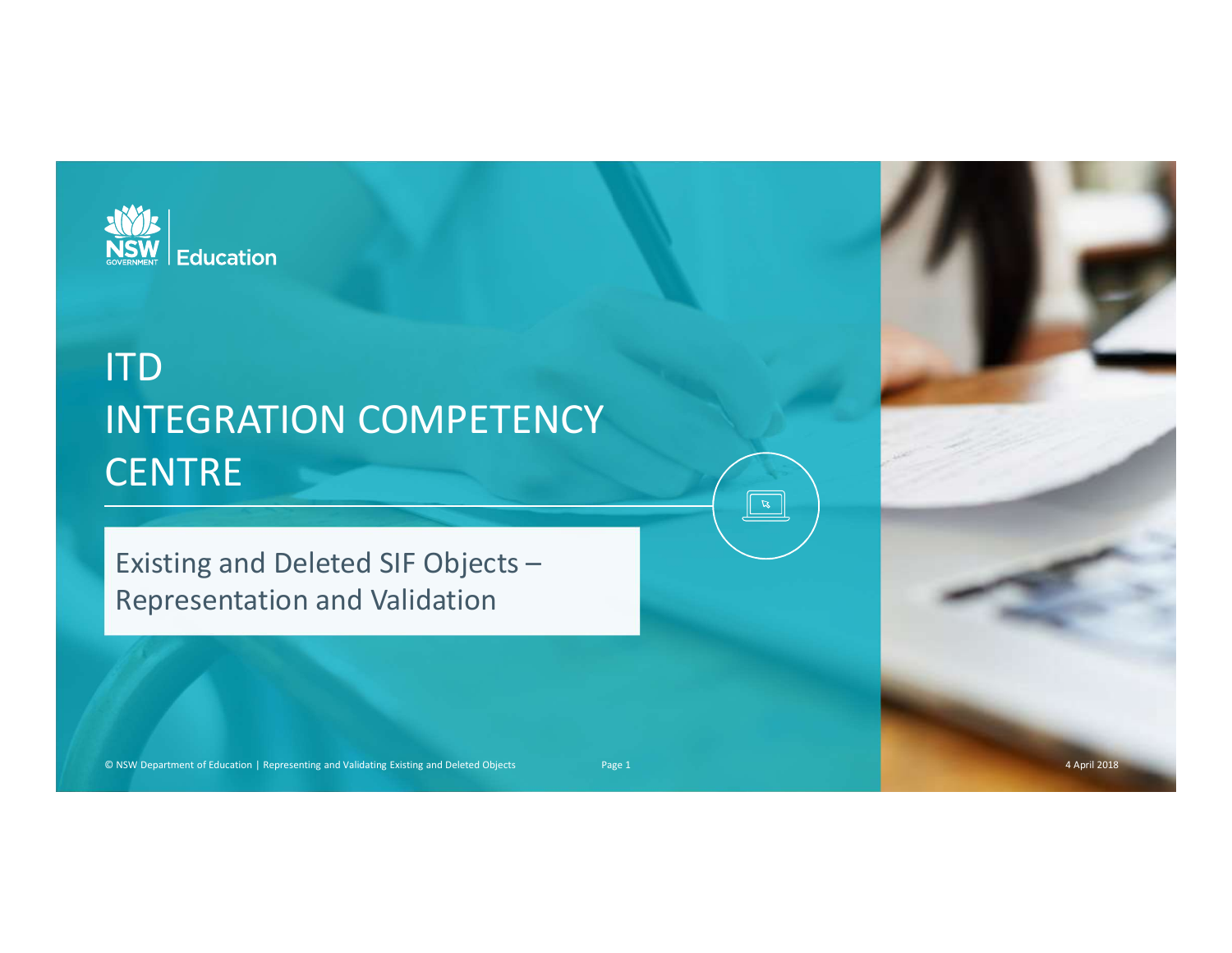# ITD
# INTEGRATION COMPETENCY CENTRE

## Existing and Deleted SIF Objects – Representation and Validation

4 April 2018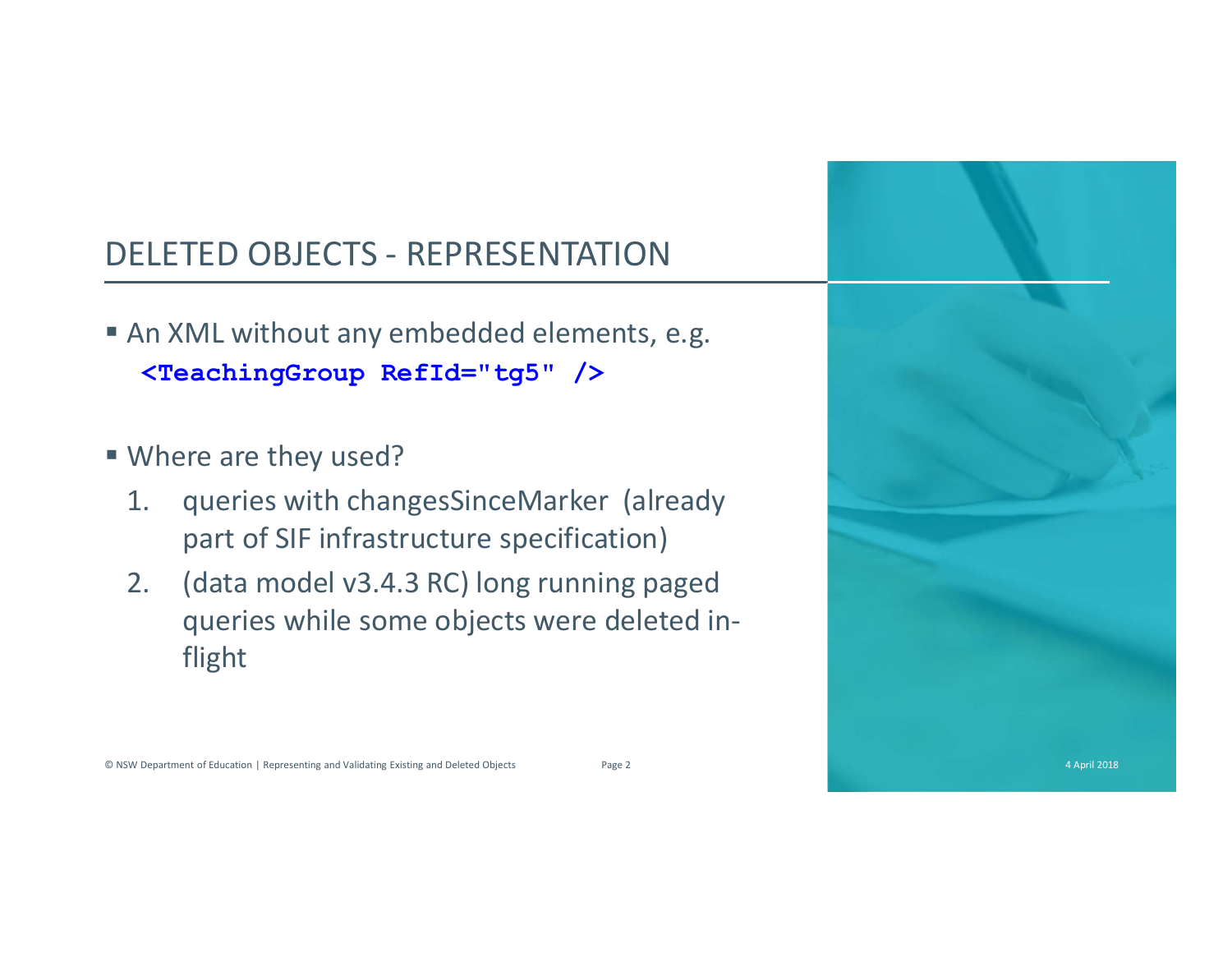# DELETED OBJECTS - REPRESENTATION

- An XML without any embedded elements, e.g.

```
<TeachingGroup RefId="tg5" />
```

- Where are they used?
  1. queries with changesSinceMarker (already part of SIF infrastructure specification)
  2. (data model v3.4.3 RC) long running paged queries while some objects were deleted in-flight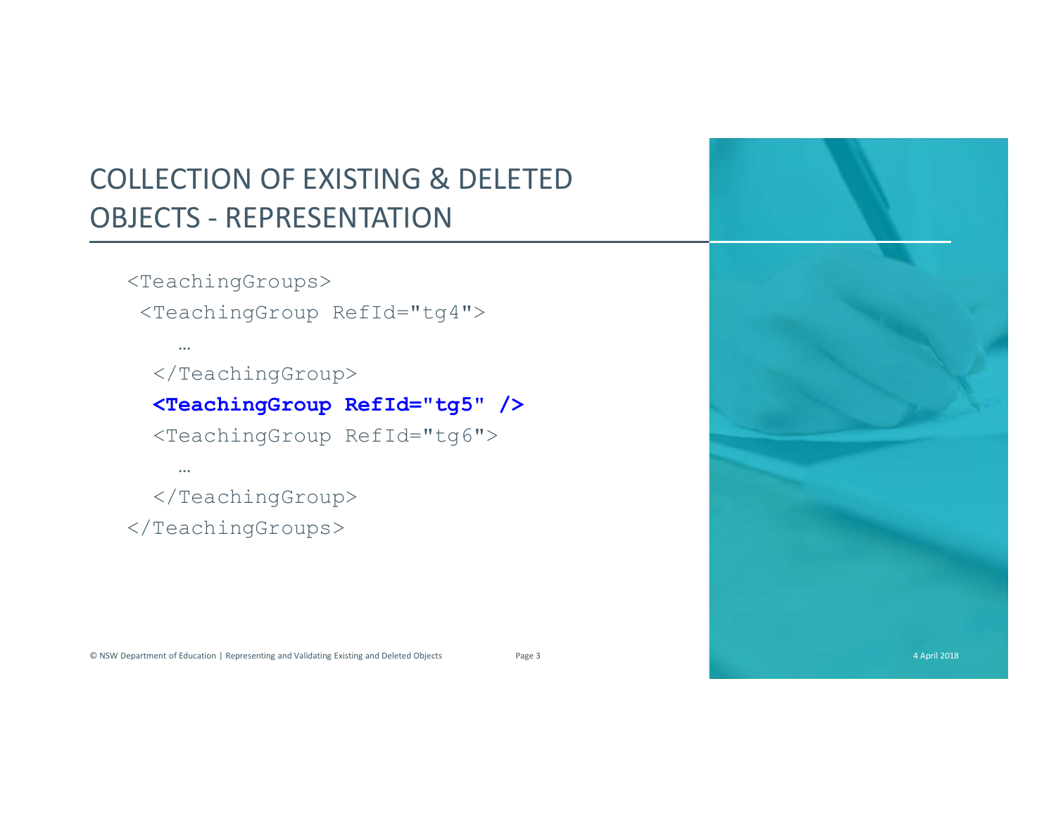# COLLECTION OF EXISTING & DELETED OBJECTS - REPRESENTATION

```
<TeachingGroups>
 <TeachingGroup RefId="tg4">
    …
  </TeachingGroup>
  <TeachingGroup RefId="tg5" />
  <TeachingGroup RefId="tg6">
    …
  </TeachingGroup>
</TeachingGroups>
```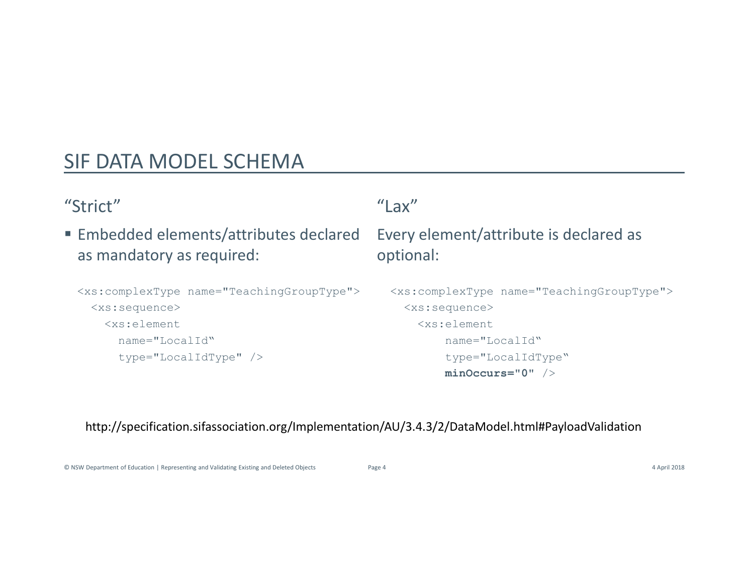## SIF DATA MODEL SCHEMA

### "Strict"

- Embedded elements/attributes declared as mandatory as required:

```
<xs:complexType name="TeachingGroupType">
  <xs:sequence>
    <xs:element
      name="LocalId"
      type="LocalIdType" />
```

### "Lax"

Every element/attribute is declared as optional:

```
<xs:complexType name="TeachingGroupType">
  <xs:sequence>
    <xs:element
        name="LocalId"
        type="LocalIdType"
        minOccurs="0" />
```

http://specification.sifassociation.org/Implementation/AU/3.4.3/2/DataModel.html#PayloadValidation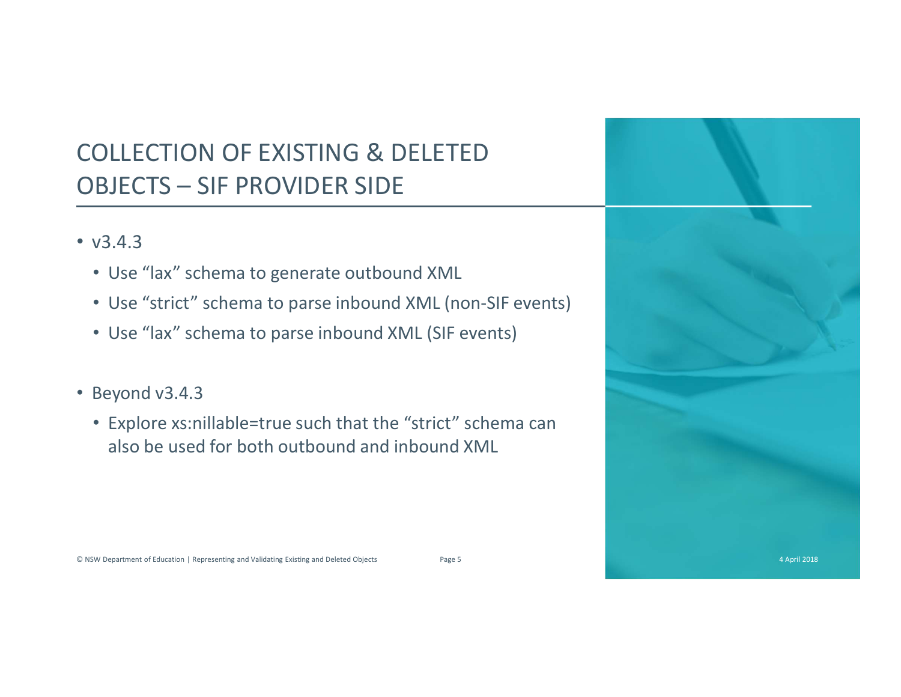# COLLECTION OF EXISTING & DELETED OBJECTS – SIF PROVIDER SIDE

- v3.4.3
  - Use "lax" schema to generate outbound XML
  - Use "strict" schema to parse inbound XML (non-SIF events)
  - Use "lax" schema to parse inbound XML (SIF events)

- Beyond v3.4.3
  - Explore xs:nillable=true such that the "strict" schema can also be used for both outbound and inbound XML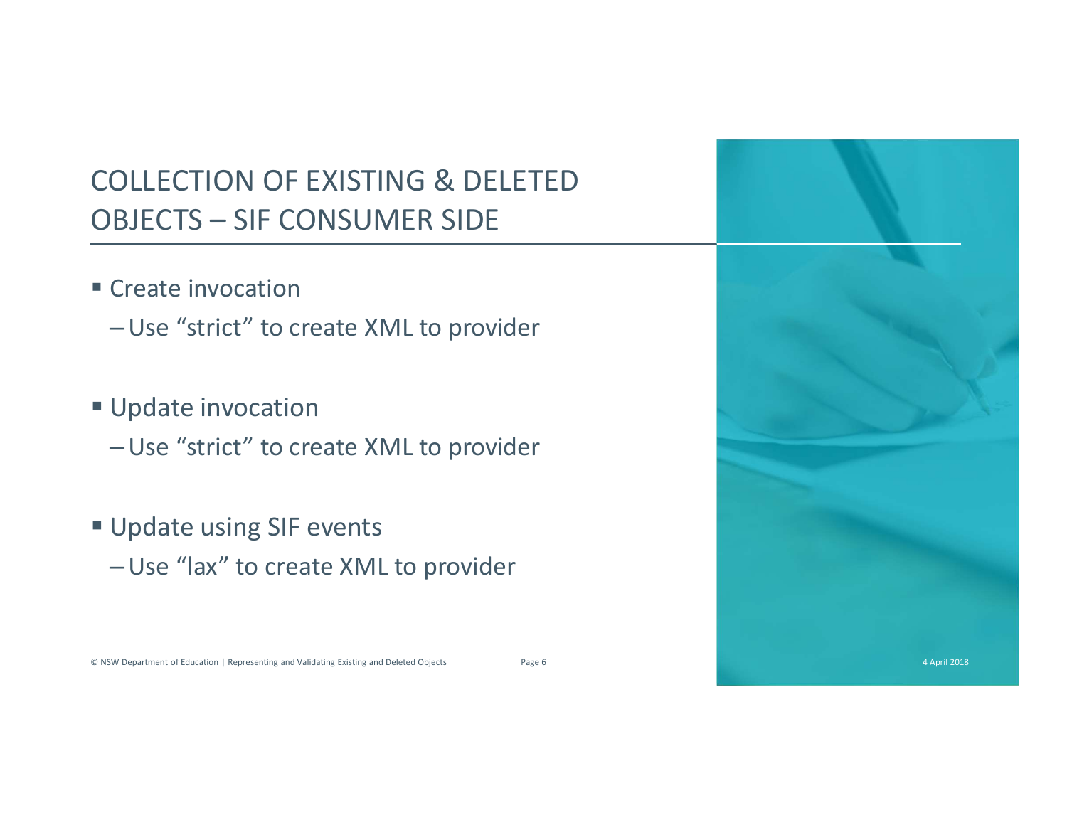# COLLECTION OF EXISTING & DELETED OBJECTS – SIF CONSUMER SIDE

- Create invocation
  - Use “strict” to create XML to provider
- Update invocation
  - Use “strict” to create XML to provider
- Update using SIF events
  - Use “lax” to create XML to provider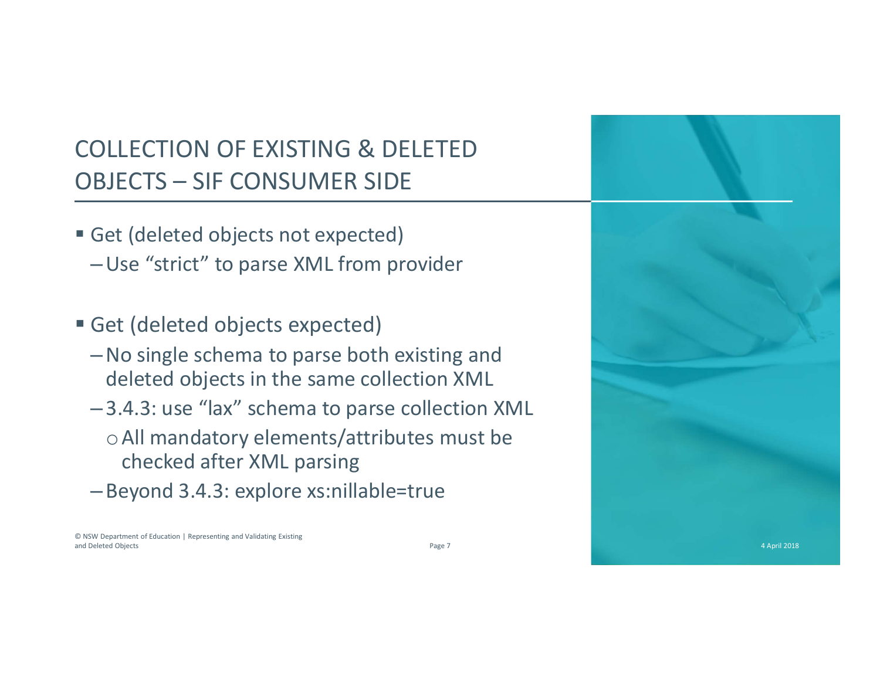# COLLECTION OF EXISTING & DELETED OBJECTS – SIF CONSUMER SIDE

- Get (deleted objects not expected)
  - Use "strict" to parse XML from provider

- Get (deleted objects expected)
  - No single schema to parse both existing and deleted objects in the same collection XML
  - 3.4.3: use "lax" schema to parse collection XML
    - All mandatory elements/attributes must be checked after XML parsing
  - Beyond 3.4.3: explore xs:nillable=true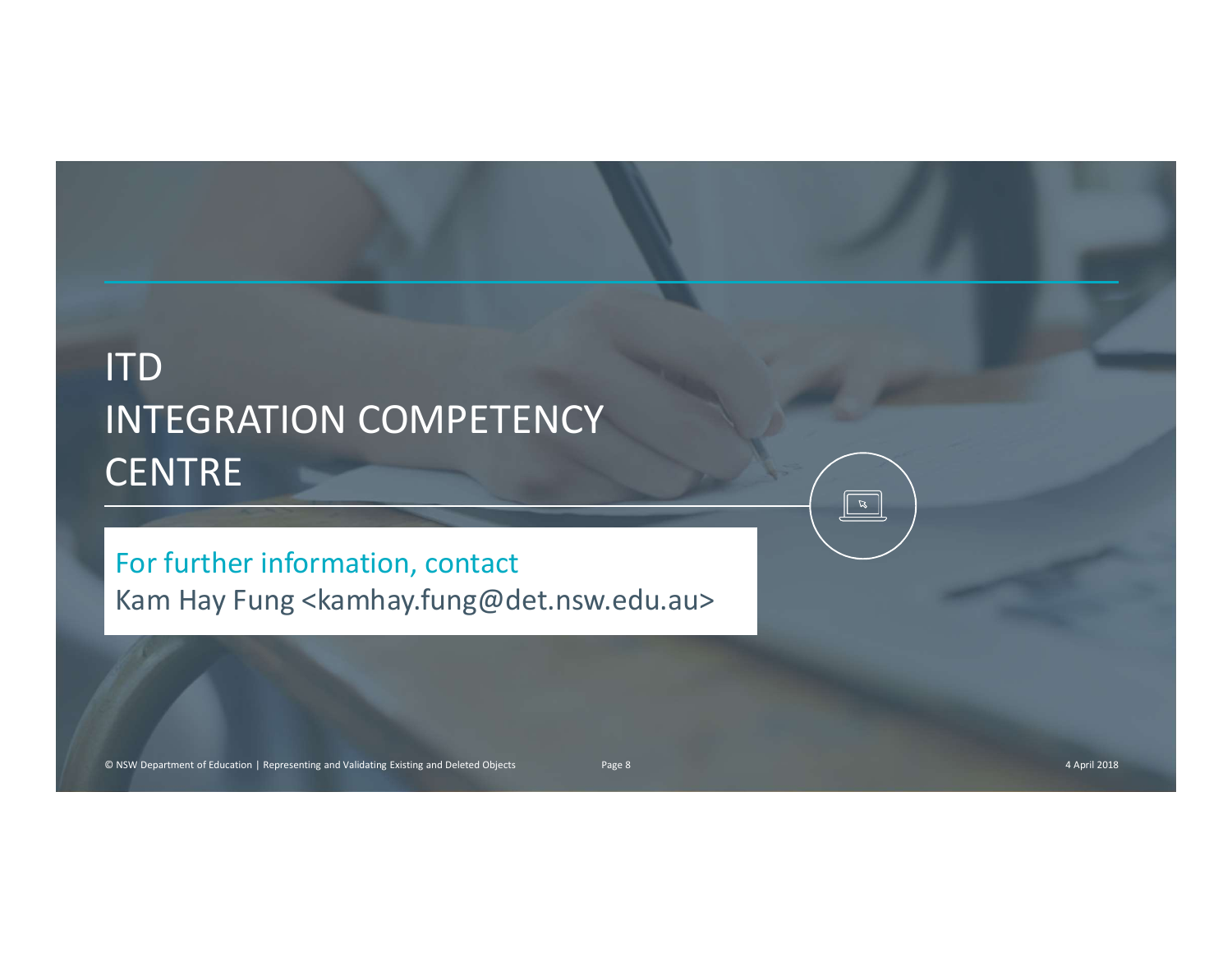# ITD INTEGRATION COMPETENCY CENTRE

For further information, contact

Kam Hay Fung <kamhay.fung@det.nsw.edu.au>